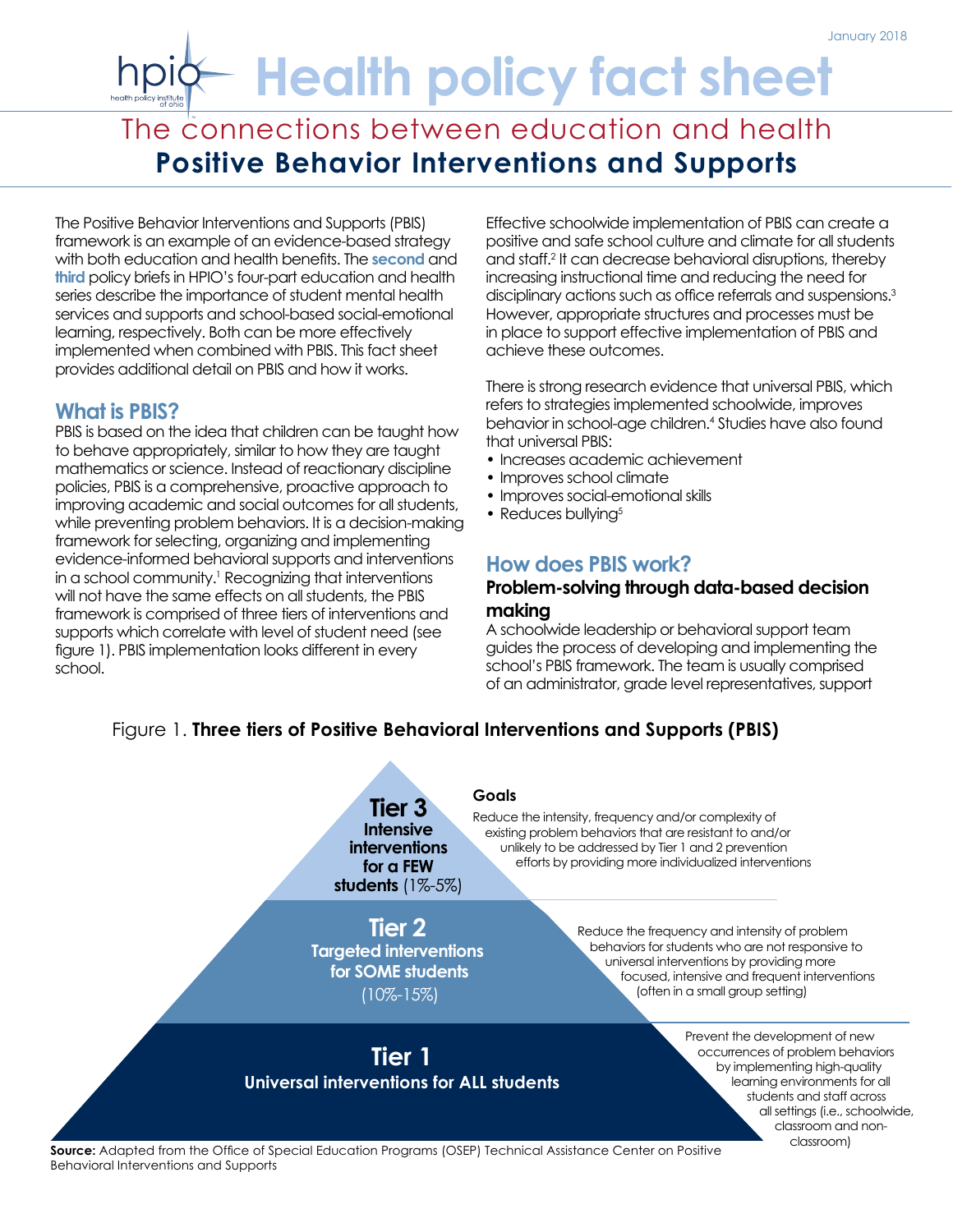January 2018

# Health policy fact sheet

## The connections between education and health
## Positive Behavior Interventions and Supports

The Positive Behavior Interventions and Supports (PBIS) framework is an example of an evidence-based strategy with both education and health benefits. The **second** and **third** policy briefs in HPIO's four-part education and health series describe the importance of student mental health services and supports and school-based social-emotional learning, respectively. Both can be more effectively implemented when combined with PBIS. This fact sheet provides additional detail on PBIS and how it works.

### What is PBIS?

PBIS is based on the idea that children can be taught how to behave appropriately, similar to how they are taught mathematics or science. Instead of reactionary discipline policies, PBIS is a comprehensive, proactive approach to improving academic and social outcomes for all students, while preventing problem behaviors. It is a decision-making framework for selecting, organizing and implementing evidence-informed behavioral supports and interventions in a school community.[1] Recognizing that interventions will not have the same effects on all students, the PBIS framework is comprised of three tiers of interventions and supports which correlate with level of student need (see figure 1). PBIS implementation looks different in every school.

Effective schoolwide implementation of PBIS can create a positive and safe school culture and climate for all students and staff.[2] It can decrease behavioral disruptions, thereby increasing instructional time and reducing the need for disciplinary actions such as office referrals and suspensions.[3] However, appropriate structures and processes must be in place to support effective implementation of PBIS and achieve these outcomes.

There is strong research evidence that universal PBIS, which refers to strategies implemented schoolwide, improves behavior in school-age children.[4] Studies have also found that universal PBIS:

- Increases academic achievement
- Improves school climate
- Improves social-emotional skills
- Reduces bullying[5]

### How does PBIS work?

#### Problem-solving through data-based decision making

A schoolwide leadership or behavioral support team guides the process of developing and implementing the school's PBIS framework. The team is usually comprised of an administrator, grade level representatives, support

Figure 1. **Three tiers of Positive Behavioral Interventions and Supports (PBIS)**

| Tier | Goals |
| --- | --- |
| **Tier 3** Intensive interventions for a FEW students (1%-5%) | Reduce the intensity, frequency and/or complexity of existing problem behaviors that are resistant to and/or unlikely to be addressed by Tier 1 and 2 prevention efforts by providing more individualized interventions |
| **Tier 2** Targeted interventions for SOME students (10%-15%) | Reduce the frequency and intensity of problem behaviors for students who are not responsive to universal interventions by providing more focused, intensive and frequent interventions (often in a small group setting) |
| **Tier 1** Universal interventions for ALL students | Prevent the development of new occurrences of problem behaviors by implementing high-quality learning environments for all students and staff across all settings (i.e., schoolwide, classroom and non-classroom) |

**Source:** Adapted from the Office of Special Education Programs (OSEP) Technical Assistance Center on Positive Behavioral Interventions and Supports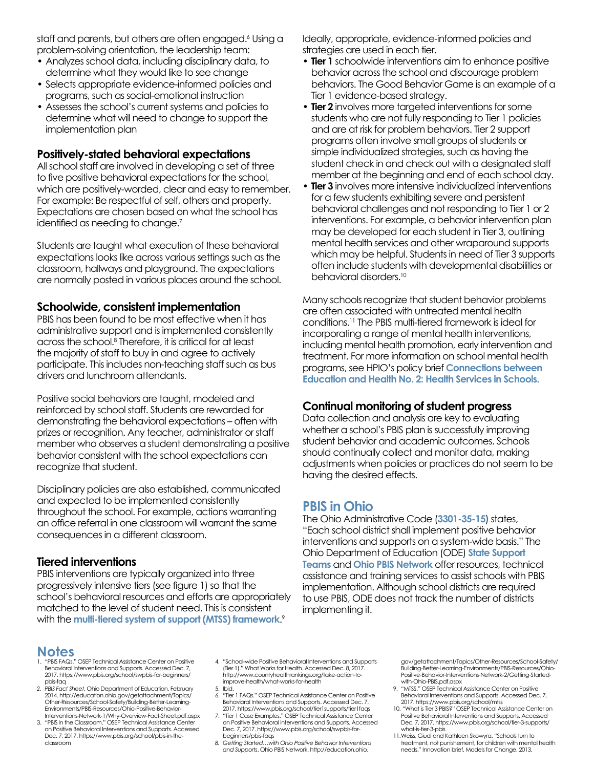staff and parents, but others are often engaged.[6] Using a problem-solving orientation, the leadership team:

- Analyzes school data, including disciplinary data, to determine what they would like to see change
- Selects appropriate evidence-informed policies and programs, such as social-emotional instruction
- Assesses the school's current systems and policies to determine what will need to change to support the implementation plan

### Positively-stated behavioral expectations

All school staff are involved in developing a set of three to five positive behavioral expectations for the school, which are positively-worded, clear and easy to remember. For example: Be respectful of self, others and property. Expectations are chosen based on what the school has identified as needing to change.[7]

Students are taught what execution of these behavioral expectations looks like across various settings such as the classroom, hallways and playground. The expectations are normally posted in various places around the school.

### Schoolwide, consistent implementation

PBIS has been found to be most effective when it has administrative support and is implemented consistently across the school.[8] Therefore, it is critical for at least the majority of staff to buy in and agree to actively participate. This includes non-teaching staff such as bus drivers and lunchroom attendants.

Positive social behaviors are taught, modeled and reinforced by school staff. Students are rewarded for demonstrating the behavioral expectations – often with prizes or recognition. Any teacher, administrator or staff member who observes a student demonstrating a positive behavior consistent with the school expectations can recognize that student.

Disciplinary policies are also established, communicated and expected to be implemented consistently throughout the school. For example, actions warranting an office referral in one classroom will warrant the same consequences in a different classroom.

### Tiered interventions

PBIS interventions are typically organized into three progressively intensive tiers (see figure 1) so that the school's behavioral resources and efforts are appropriately matched to the level of student need. This is consistent with the **multi-tiered system of support (MTSS) framework**.[9] Ideally, appropriate, evidence-informed policies and strategies are used in each tier.

- **Tier 1** schoolwide interventions aim to enhance positive behavior across the school and discourage problem behaviors. The Good Behavior Game is an example of a Tier 1 evidence-based strategy.
- **Tier 2** involves more targeted interventions for some students who are not fully responding to Tier 1 policies and are at risk for problem behaviors. Tier 2 support programs often involve small groups of students or simple individualized strategies, such as having the student check in and check out with a designated staff member at the beginning and end of each school day.
- **Tier 3** involves more intensive individualized interventions for a few students exhibiting severe and persistent behavioral challenges and not responding to Tier 1 or 2 interventions. For example, a behavior intervention plan may be developed for each student in Tier 3, outlining mental health services and other wraparound supports which may be helpful. Students in need of Tier 3 supports often include students with developmental disabilities or behavioral disorders.[10]

Many schools recognize that student behavior problems are often associated with untreated mental health conditions.[11] The PBIS multi-tiered framework is ideal for incorporating a range of mental health interventions, including mental health promotion, early intervention and treatment. For more information on school mental health programs, see HPIO's policy brief **Connections between Education and Health No. 2: Health Services in Schools.**

### Continual monitoring of student progress

Data collection and analysis are key to evaluating whether a school's PBIS plan is successfully improving student behavior and academic outcomes. Schools should continually collect and monitor data, making adjustments when policies or practices do not seem to be having the desired effects.

## PBIS in Ohio

The Ohio Administrative Code (**3301-35-15**) states, "Each school district shall implement positive behavior interventions and supports on a system-wide basis." The Ohio Department of Education (ODE) **State Support Teams** and **Ohio PBIS Network** offer resources, technical assistance and training services to assist schools with PBIS implementation. Although school districts are required to use PBIS, ODE does not track the number of districts implementing it.

## Notes

1. "PBIS FAQs." OSEP Technical Assistance Center on Positive Behavioral Interventions and Supports. Accessed Dec. 7, 2017. https://www.pbis.org/school/swpbis-for-beginners/pbis-faq
2. *PBIS Fact Sheet*. Ohio Department of Education. February 2014. http://education.ohio.gov/getattachment/Topics/Other-Resources/School-Safety/Building-Better-Learning-Environments/PBIS-Resources/Ohio-Positive-Behavior-Interventions-Network-1/Why-Overview-Fact-Sheet.pdf.aspx
3. "PBIS in the Classroom." OSEP Technical Assistance Center on Positive Behavioral Interventions and Supports. Accessed Dec. 7, 2017. https://www.pbis.org/school/pbis-in-the-classroom
4. "School-wide Positive Behavioral Interventions and Supports (Tier 1)." What Works for Health. Accessed Dec. 8, 2017. http://www.countyhealthrankings.org/take-action-to-improve-health/what-works-for-health
5. Ibid.
6. "Tier 1 FAQs." OSEP Technical Assistance Center on Positive Behavioral Interventions and Supports. Accessed Dec. 7, 2017. https://www.pbis.org/school/tier1supports/tier1faqs
7. "Tier 1 Case Examples." OSEP Technical Assistance Center on Positive Behavioral Interventions and Supports. Accessed Dec. 7, 2017. https://www.pbis.org/school/swpbis-for-beginners/pbis-faqs
8. *Getting Started…with Ohio Positive Behavior Interventions and Supports*. Ohio PBIS Network. http://education.ohio.gov/getattachment/Topics/Other-Resources/School-Safety/Building-Better-Learning-Environments/PBIS-Resources/Ohio-Positive-Behavior-Interventions-Network-2/Getting-Started-with-Ohio-PBIS.pdf.aspx
9. "MTSS." OSEP Technical Assistance Center on Positive Behavioral Interventions and Supports. Accessed Dec. 7, 2017. https://www.pbis.org/school/mtss
10. "What is Tier 3 PBIS?" OSEP Technical Assistance Center on Positive Behavioral Interventions and Supports. Accessed Dec. 7, 2017. https://www.pbis.org/school/tier-3-supports/what-is-tier-3-pbis
11. Weiss, Giudi and Kathleen Skowyra. "Schools turn to treatment, not punishement, for children with mental health needs." Innovation brief. Models for Change, 2013.